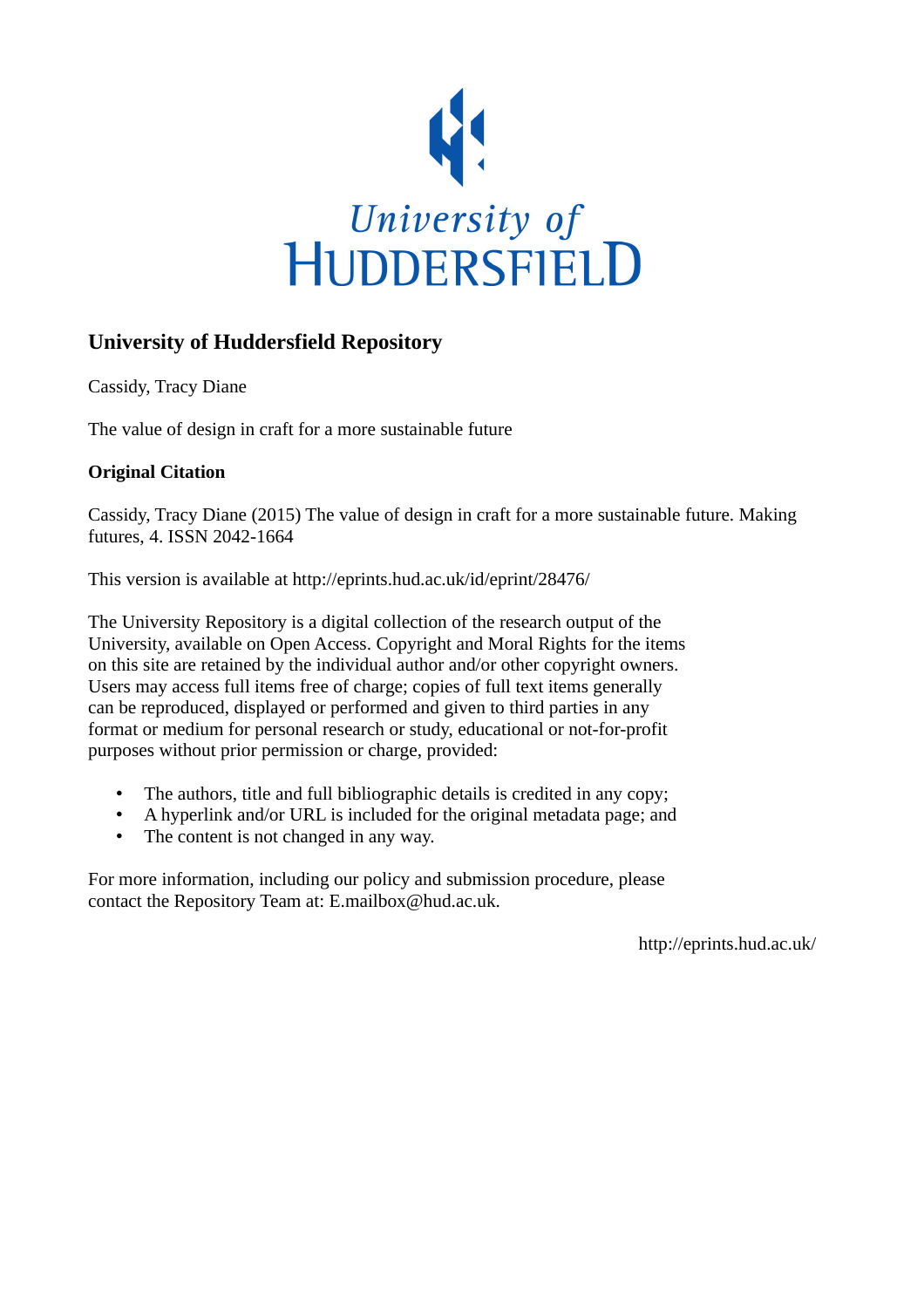University of HUDDERSFIELD

## University of Huddersfield Repository

Cassidy, Tracy Diane

The value of design in craft for a more sustainable future

**Original Citation**

Cassidy, Tracy Diane (2015) The value of design in craft for a more sustainable future. Making futures, 4. ISSN 2042-1664

This version is available at http://eprints.hud.ac.uk/id/eprint/28476/

The University Repository is a digital collection of the research output of the University, available on Open Access. Copyright and Moral Rights for the items on this site are retained by the individual author and/or other copyright owners. Users may access full items free of charge; copies of full text items generally can be reproduced, displayed or performed and given to third parties in any format or medium for personal research or study, educational or not-for-profit purposes without prior permission or charge, provided:

- The authors, title and full bibliographic details is credited in any copy;
- A hyperlink and/or URL is included for the original metadata page; and
- The content is not changed in any way.

For more information, including our policy and submission procedure, please contact the Repository Team at: E.mailbox@hud.ac.uk.

http://eprints.hud.ac.uk/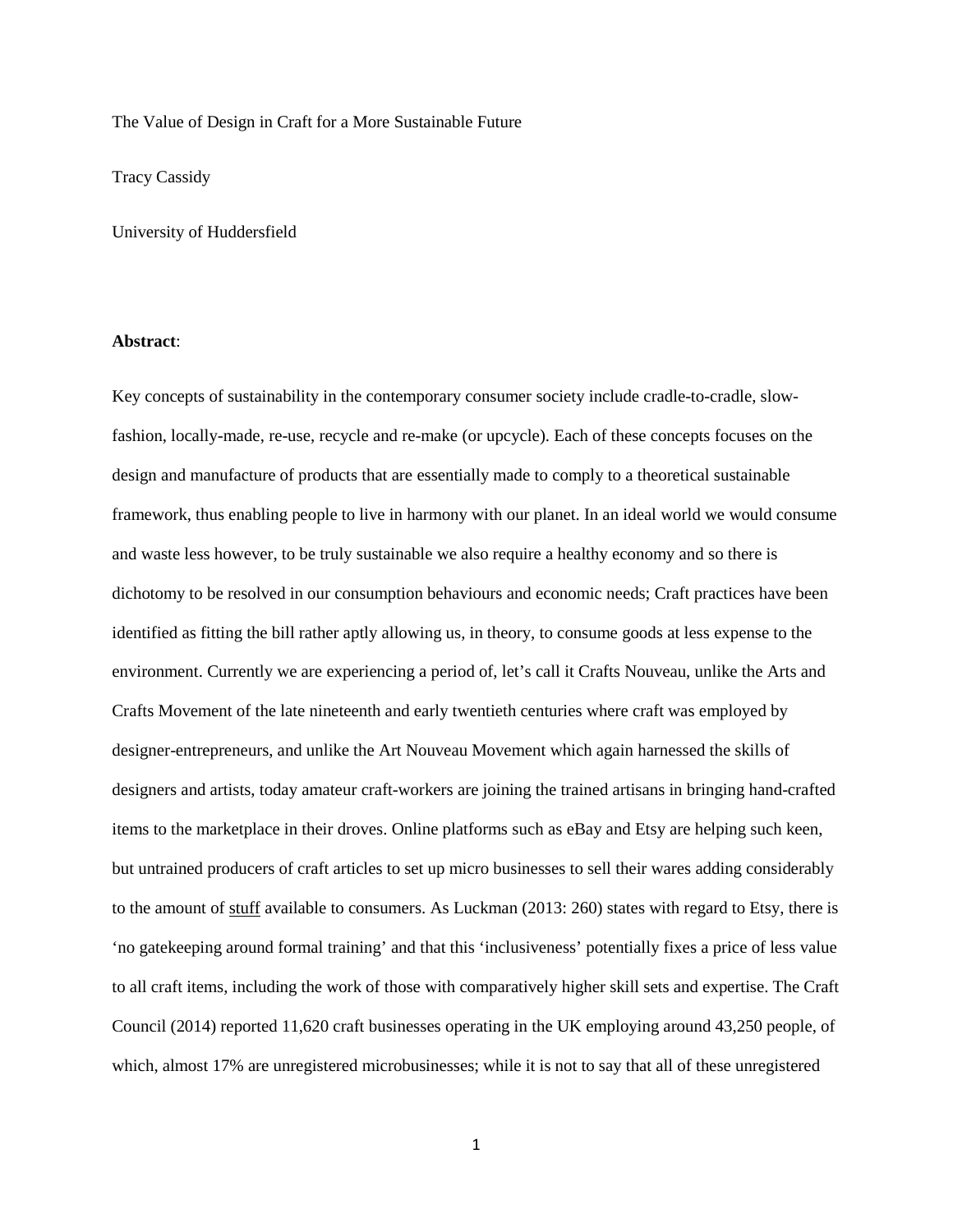The Value of Design in Craft for a More Sustainable Future

Tracy Cassidy

University of Huddersfield

**Abstract**:

Key concepts of sustainability in the contemporary consumer society include cradle-to-cradle, slow-fashion, locally-made, re-use, recycle and re-make (or upcycle). Each of these concepts focuses on the design and manufacture of products that are essentially made to comply to a theoretical sustainable framework, thus enabling people to live in harmony with our planet. In an ideal world we would consume and waste less however, to be truly sustainable we also require a healthy economy and so there is dichotomy to be resolved in our consumption behaviours and economic needs; Craft practices have been identified as fitting the bill rather aptly allowing us, in theory, to consume goods at less expense to the environment. Currently we are experiencing a period of, let's call it Crafts Nouveau, unlike the Arts and Crafts Movement of the late nineteenth and early twentieth centuries where craft was employed by designer-entrepreneurs, and unlike the Art Nouveau Movement which again harnessed the skills of designers and artists, today amateur craft-workers are joining the trained artisans in bringing hand-crafted items to the marketplace in their droves. Online platforms such as eBay and Etsy are helping such keen, but untrained producers of craft articles to set up micro businesses to sell their wares adding considerably to the amount of <u>stuff</u> available to consumers. As Luckman (2013: 260) states with regard to Etsy, there is 'no gatekeeping around formal training' and that this 'inclusiveness' potentially fixes a price of less value to all craft items, including the work of those with comparatively higher skill sets and expertise. The Craft Council (2014) reported 11,620 craft businesses operating in the UK employing around 43,250 people, of which, almost 17% are unregistered microbusinesses; while it is not to say that all of these unregistered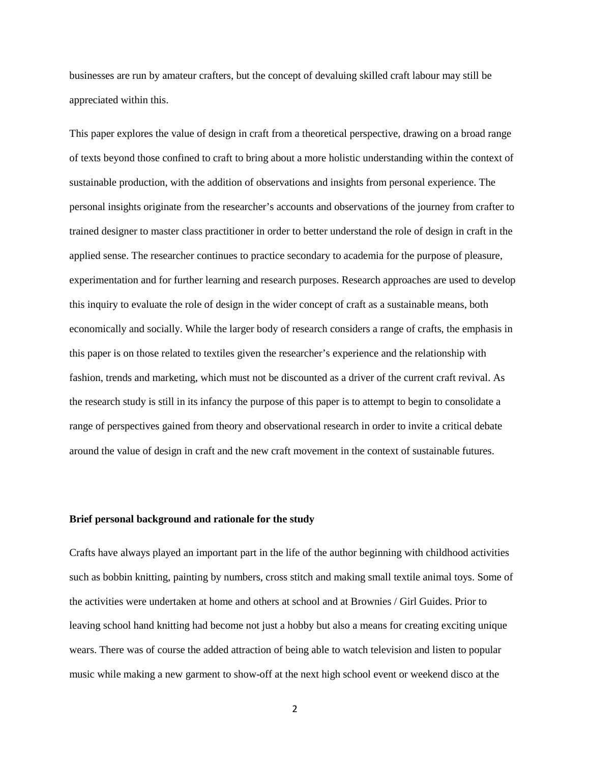businesses are run by amateur crafters, but the concept of devaluing skilled craft labour may still be appreciated within this.

This paper explores the value of design in craft from a theoretical perspective, drawing on a broad range of texts beyond those confined to craft to bring about a more holistic understanding within the context of sustainable production, with the addition of observations and insights from personal experience. The personal insights originate from the researcher's accounts and observations of the journey from crafter to trained designer to master class practitioner in order to better understand the role of design in craft in the applied sense. The researcher continues to practice secondary to academia for the purpose of pleasure, experimentation and for further learning and research purposes. Research approaches are used to develop this inquiry to evaluate the role of design in the wider concept of craft as a sustainable means, both economically and socially. While the larger body of research considers a range of crafts, the emphasis in this paper is on those related to textiles given the researcher's experience and the relationship with fashion, trends and marketing, which must not be discounted as a driver of the current craft revival. As the research study is still in its infancy the purpose of this paper is to attempt to begin to consolidate a range of perspectives gained from theory and observational research in order to invite a critical debate around the value of design in craft and the new craft movement in the context of sustainable futures.

**Brief personal background and rationale for the study**

Crafts have always played an important part in the life of the author beginning with childhood activities such as bobbin knitting, painting by numbers, cross stitch and making small textile animal toys. Some of the activities were undertaken at home and others at school and at Brownies / Girl Guides. Prior to leaving school hand knitting had become not just a hobby but also a means for creating exciting unique wears. There was of course the added attraction of being able to watch television and listen to popular music while making a new garment to show-off at the next high school event or weekend disco at the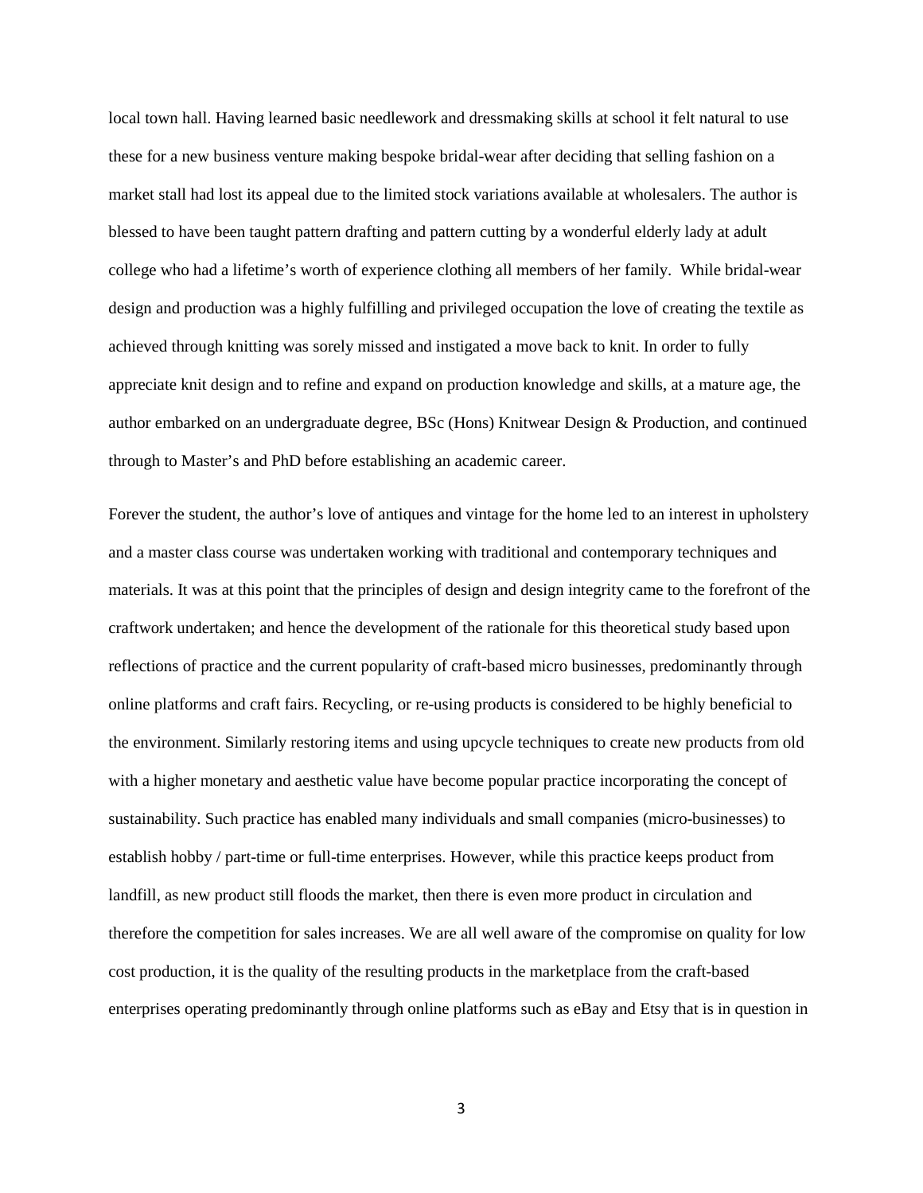local town hall. Having learned basic needlework and dressmaking skills at school it felt natural to use these for a new business venture making bespoke bridal-wear after deciding that selling fashion on a market stall had lost its appeal due to the limited stock variations available at wholesalers. The author is blessed to have been taught pattern drafting and pattern cutting by a wonderful elderly lady at adult college who had a lifetime's worth of experience clothing all members of her family.  While bridal-wear design and production was a highly fulfilling and privileged occupation the love of creating the textile as achieved through knitting was sorely missed and instigated a move back to knit. In order to fully appreciate knit design and to refine and expand on production knowledge and skills, at a mature age, the author embarked on an undergraduate degree, BSc (Hons) Knitwear Design & Production, and continued through to Master's and PhD before establishing an academic career.

Forever the student, the author's love of antiques and vintage for the home led to an interest in upholstery and a master class course was undertaken working with traditional and contemporary techniques and materials. It was at this point that the principles of design and design integrity came to the forefront of the craftwork undertaken; and hence the development of the rationale for this theoretical study based upon reflections of practice and the current popularity of craft-based micro businesses, predominantly through online platforms and craft fairs. Recycling, or re-using products is considered to be highly beneficial to the environment. Similarly restoring items and using upcycle techniques to create new products from old with a higher monetary and aesthetic value have become popular practice incorporating the concept of sustainability. Such practice has enabled many individuals and small companies (micro-businesses) to establish hobby / part-time or full-time enterprises. However, while this practice keeps product from landfill, as new product still floods the market, then there is even more product in circulation and therefore the competition for sales increases. We are all well aware of the compromise on quality for low cost production, it is the quality of the resulting products in the marketplace from the craft-based enterprises operating predominantly through online platforms such as eBay and Etsy that is in question in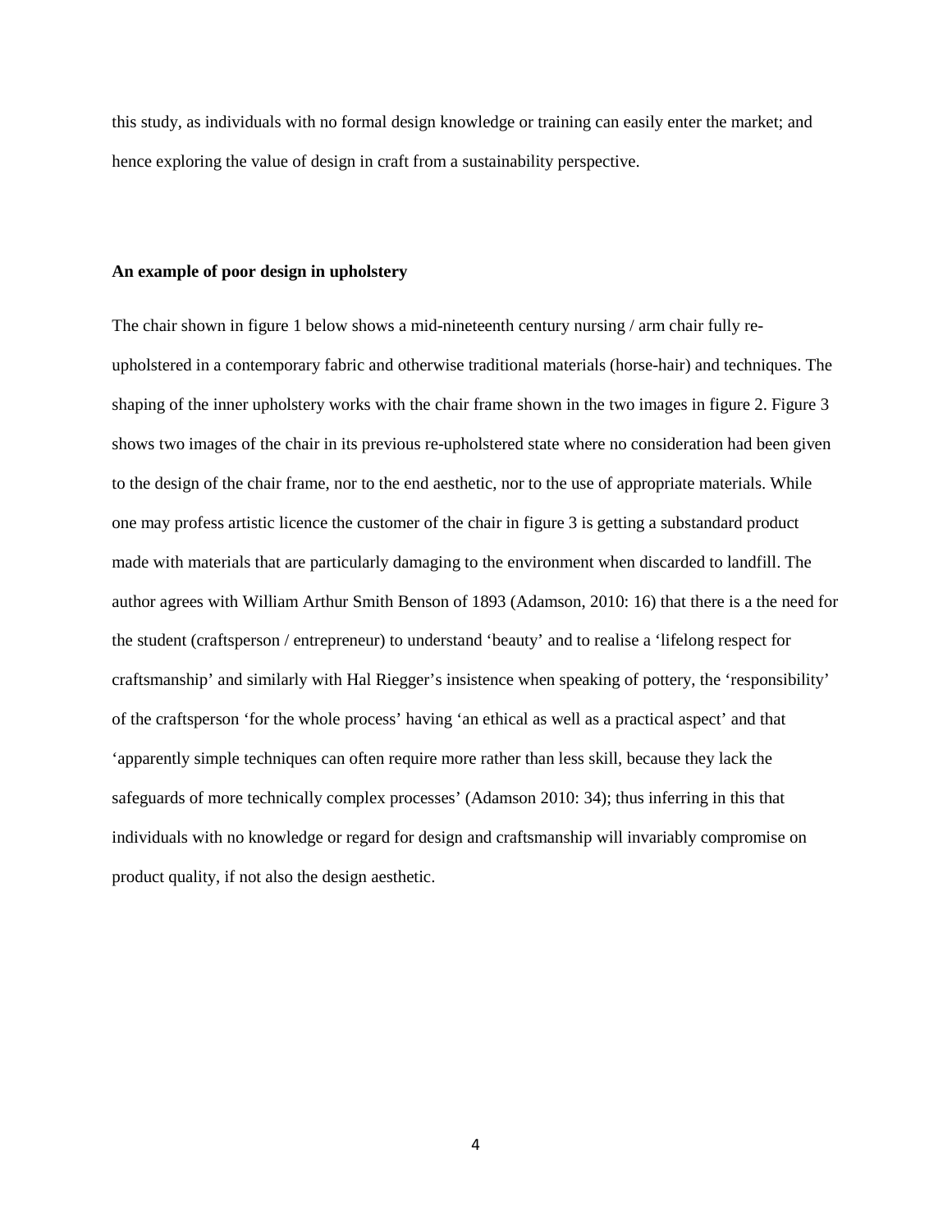this study, as individuals with no formal design knowledge or training can easily enter the market; and hence exploring the value of design in craft from a sustainability perspective.

**An example of poor design in upholstery**

The chair shown in figure 1 below shows a mid-nineteenth century nursing / arm chair fully re-upholstered in a contemporary fabric and otherwise traditional materials (horse-hair) and techniques. The shaping of the inner upholstery works with the chair frame shown in the two images in figure 2. Figure 3 shows two images of the chair in its previous re-upholstered state where no consideration had been given to the design of the chair frame, nor to the end aesthetic, nor to the use of appropriate materials. While one may profess artistic licence the customer of the chair in figure 3 is getting a substandard product made with materials that are particularly damaging to the environment when discarded to landfill. The author agrees with William Arthur Smith Benson of 1893 (Adamson, 2010: 16) that there is a the need for the student (craftsperson / entrepreneur) to understand 'beauty' and to realise a 'lifelong respect for craftsmanship' and similarly with Hal Riegger's insistence when speaking of pottery, the 'responsibility' of the craftsperson 'for the whole process' having 'an ethical as well as a practical aspect' and that 'apparently simple techniques can often require more rather than less skill, because they lack the safeguards of more technically complex processes' (Adamson 2010: 34); thus inferring in this that individuals with no knowledge or regard for design and craftsmanship will invariably compromise on product quality, if not also the design aesthetic.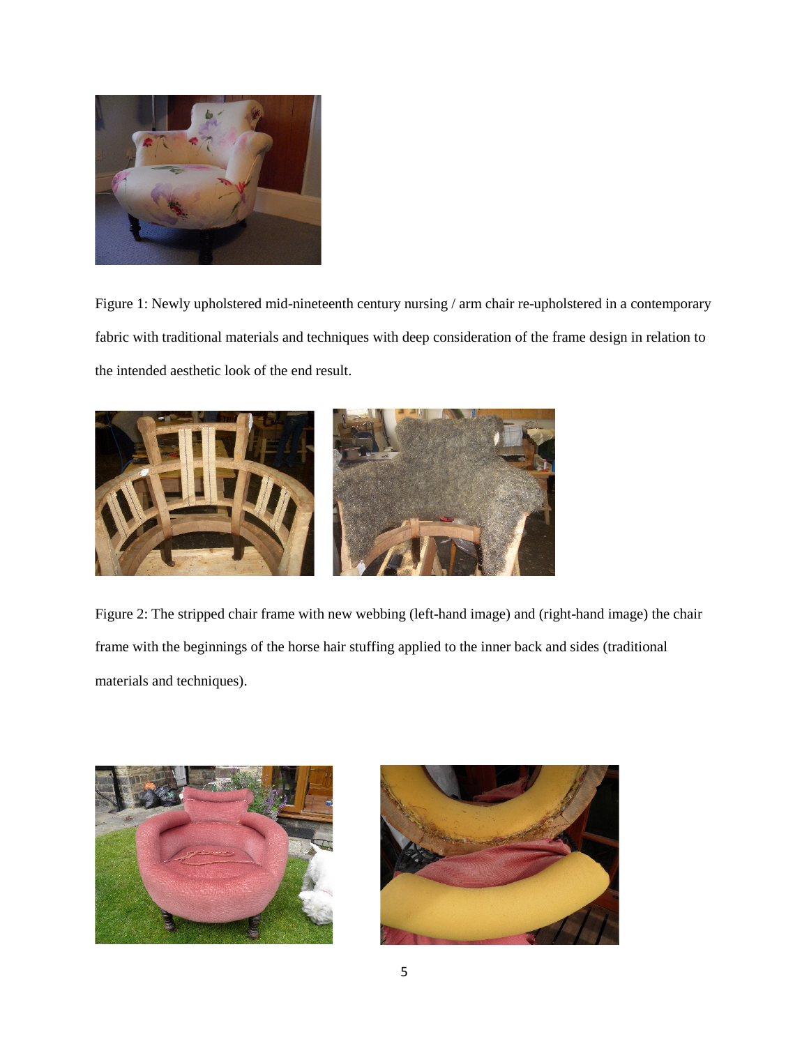Figure 1: Newly upholstered mid-nineteenth century nursing / arm chair re-upholstered in a contemporary fabric with traditional materials and techniques with deep consideration of the frame design in relation to the intended aesthetic look of the end result.

Figure 2: The stripped chair frame with new webbing (left-hand image) and (right-hand image) the chair frame with the beginnings of the horse hair stuffing applied to the inner back and sides (traditional materials and techniques).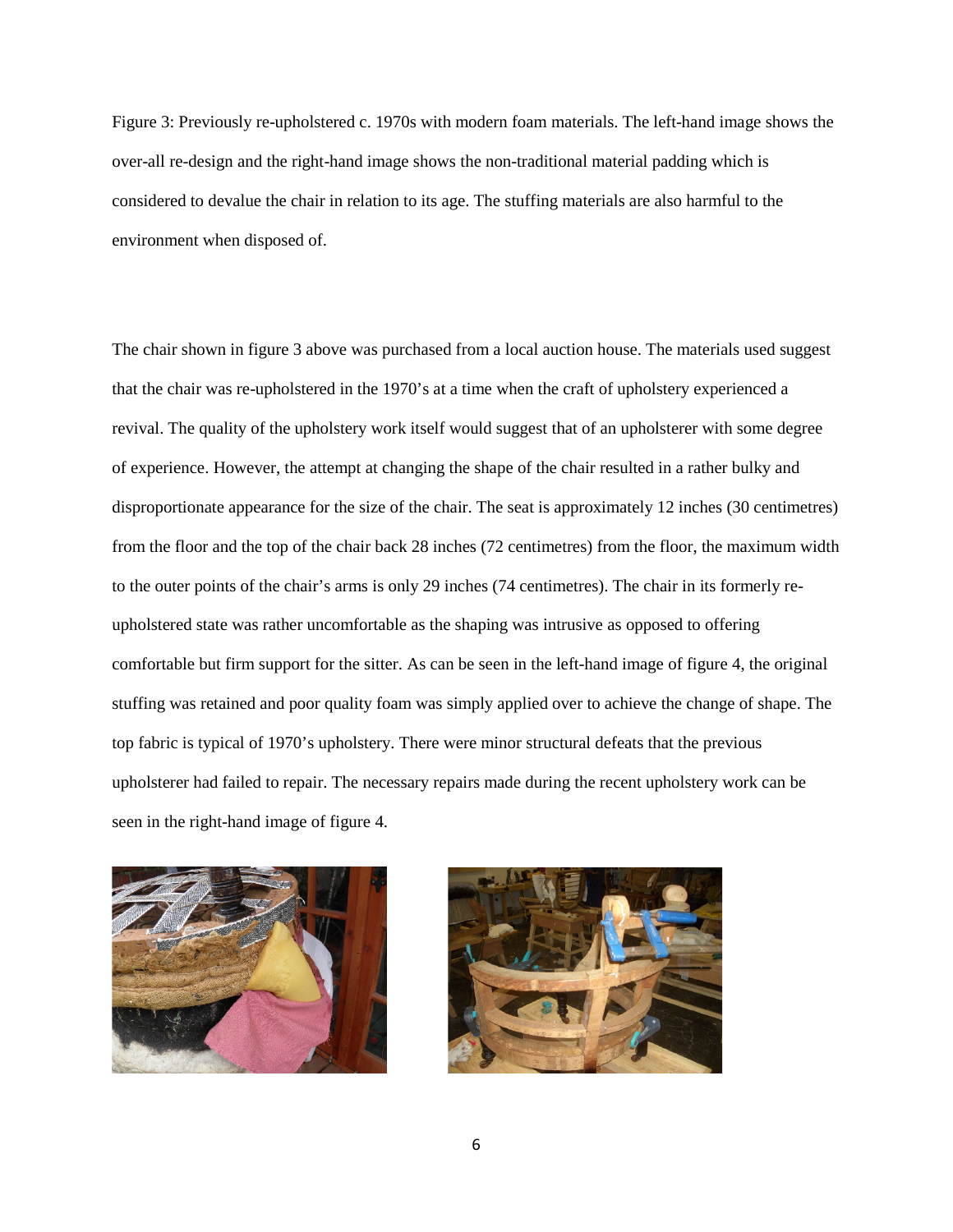Figure 3: Previously re-upholstered c. 1970s with modern foam materials. The left-hand image shows the over-all re-design and the right-hand image shows the non-traditional material padding which is considered to devalue the chair in relation to its age. The stuffing materials are also harmful to the environment when disposed of.

The chair shown in figure 3 above was purchased from a local auction house. The materials used suggest that the chair was re-upholstered in the 1970's at a time when the craft of upholstery experienced a revival. The quality of the upholstery work itself would suggest that of an upholsterer with some degree of experience. However, the attempt at changing the shape of the chair resulted in a rather bulky and disproportionate appearance for the size of the chair. The seat is approximately 12 inches (30 centimetres) from the floor and the top of the chair back 28 inches (72 centimetres) from the floor, the maximum width to the outer points of the chair's arms is only 29 inches (74 centimetres). The chair in its formerly re-upholstered state was rather uncomfortable as the shaping was intrusive as opposed to offering comfortable but firm support for the sitter. As can be seen in the left-hand image of figure 4, the original stuffing was retained and poor quality foam was simply applied over to achieve the change of shape. The top fabric is typical of 1970's upholstery. There were minor structural defeats that the previous upholsterer had failed to repair. The necessary repairs made during the recent upholstery work can be seen in the right-hand image of figure 4.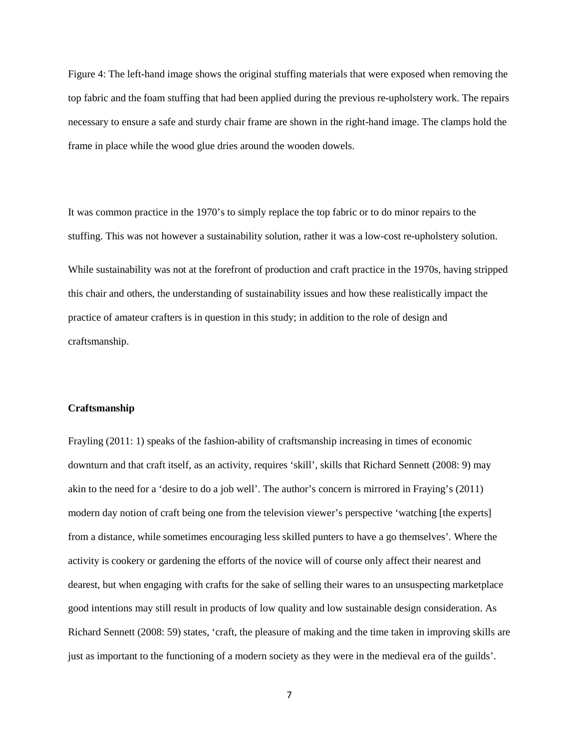Figure 4: The left-hand image shows the original stuffing materials that were exposed when removing the top fabric and the foam stuffing that had been applied during the previous re-upholstery work. The repairs necessary to ensure a safe and sturdy chair frame are shown in the right-hand image. The clamps hold the frame in place while the wood glue dries around the wooden dowels.

It was common practice in the 1970's to simply replace the top fabric or to do minor repairs to the stuffing. This was not however a sustainability solution, rather it was a low-cost re-upholstery solution.

While sustainability was not at the forefront of production and craft practice in the 1970s, having stripped this chair and others, the understanding of sustainability issues and how these realistically impact the practice of amateur crafters is in question in this study; in addition to the role of design and craftsmanship.

**Craftsmanship**

Frayling (2011: 1) speaks of the fashion-ability of craftsmanship increasing in times of economic downturn and that craft itself, as an activity, requires 'skill', skills that Richard Sennett (2008: 9) may akin to the need for a 'desire to do a job well'. The author's concern is mirrored in Fraying's (2011) modern day notion of craft being one from the television viewer's perspective 'watching [the experts] from a distance, while sometimes encouraging less skilled punters to have a go themselves'. Where the activity is cookery or gardening the efforts of the novice will of course only affect their nearest and dearest, but when engaging with crafts for the sake of selling their wares to an unsuspecting marketplace good intentions may still result in products of low quality and low sustainable design consideration. As Richard Sennett (2008: 59) states, 'craft, the pleasure of making and the time taken in improving skills are just as important to the functioning of a modern society as they were in the medieval era of the guilds'.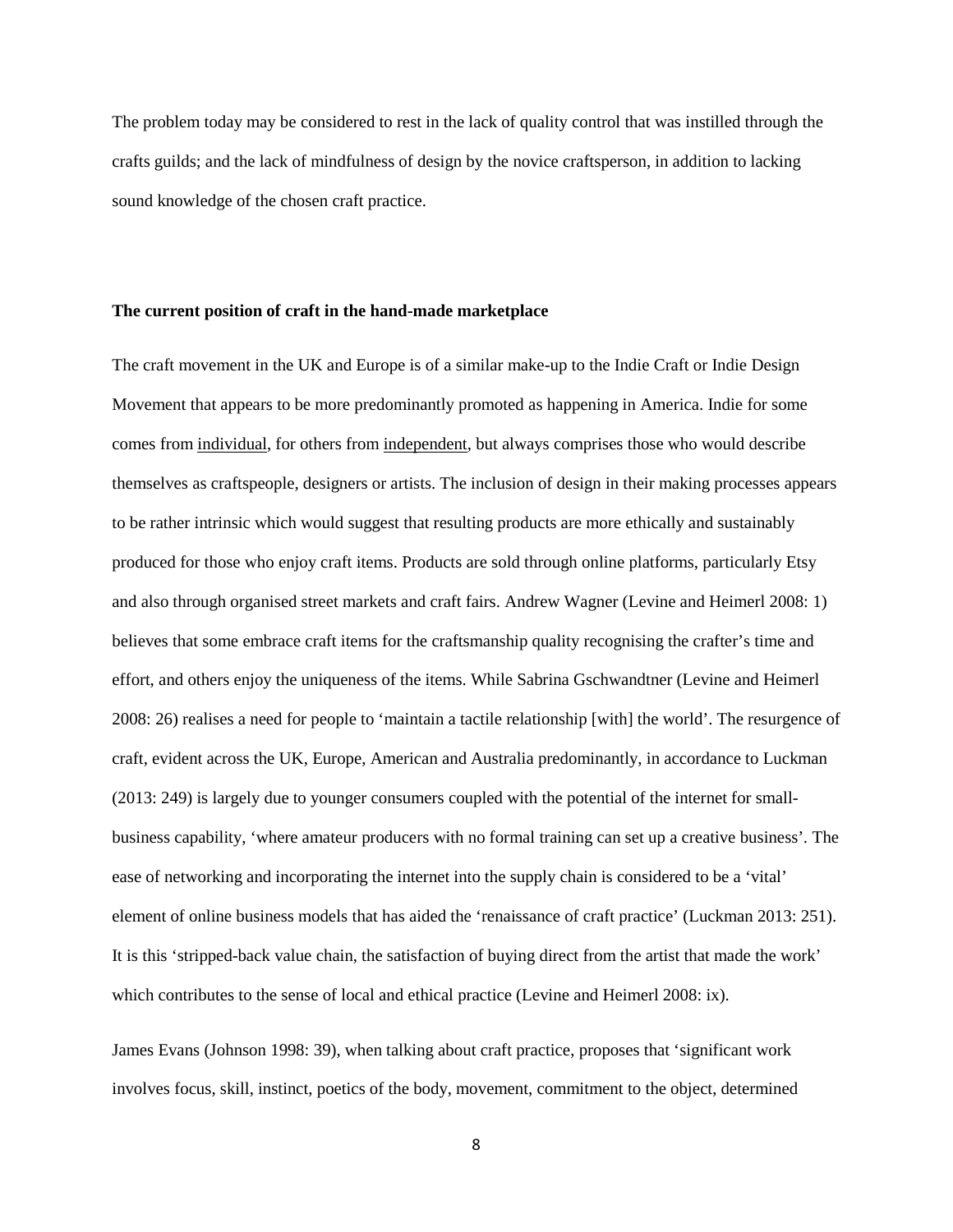The problem today may be considered to rest in the lack of quality control that was instilled through the crafts guilds; and the lack of mindfulness of design by the novice craftsperson, in addition to lacking sound knowledge of the chosen craft practice.

**The current position of craft in the hand-made marketplace**

The craft movement in the UK and Europe is of a similar make-up to the Indie Craft or Indie Design Movement that appears to be more predominantly promoted as happening in America. Indie for some comes from <u>individual</u>, for others from <u>independent</u>, but always comprises those who would describe themselves as craftspeople, designers or artists. The inclusion of design in their making processes appears to be rather intrinsic which would suggest that resulting products are more ethically and sustainably produced for those who enjoy craft items. Products are sold through online platforms, particularly Etsy and also through organised street markets and craft fairs. Andrew Wagner (Levine and Heimerl 2008: 1) believes that some embrace craft items for the craftsmanship quality recognising the crafter's time and effort, and others enjoy the uniqueness of the items. While Sabrina Gschwandtner (Levine and Heimerl 2008: 26) realises a need for people to 'maintain a tactile relationship [with] the world'. The resurgence of craft, evident across the UK, Europe, American and Australia predominantly, in accordance to Luckman (2013: 249) is largely due to younger consumers coupled with the potential of the internet for small-business capability, 'where amateur producers with no formal training can set up a creative business'. The ease of networking and incorporating the internet into the supply chain is considered to be a 'vital' element of online business models that has aided the 'renaissance of craft practice' (Luckman 2013: 251). It is this 'stripped-back value chain, the satisfaction of buying direct from the artist that made the work' which contributes to the sense of local and ethical practice (Levine and Heimerl 2008: ix).

James Evans (Johnson 1998: 39), when talking about craft practice, proposes that 'significant work involves focus, skill, instinct, poetics of the body, movement, commitment to the object, determined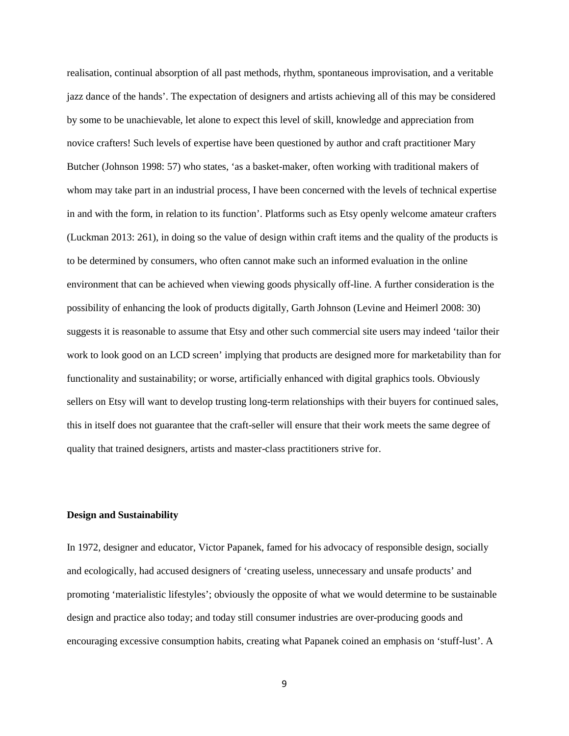realisation, continual absorption of all past methods, rhythm, spontaneous improvisation, and a veritable jazz dance of the hands'. The expectation of designers and artists achieving all of this may be considered by some to be unachievable, let alone to expect this level of skill, knowledge and appreciation from novice crafters! Such levels of expertise have been questioned by author and craft practitioner Mary Butcher (Johnson 1998: 57) who states, 'as a basket-maker, often working with traditional makers of whom may take part in an industrial process, I have been concerned with the levels of technical expertise in and with the form, in relation to its function'. Platforms such as Etsy openly welcome amateur crafters (Luckman 2013: 261), in doing so the value of design within craft items and the quality of the products is to be determined by consumers, who often cannot make such an informed evaluation in the online environment that can be achieved when viewing goods physically off-line. A further consideration is the possibility of enhancing the look of products digitally, Garth Johnson (Levine and Heimerl 2008: 30) suggests it is reasonable to assume that Etsy and other such commercial site users may indeed 'tailor their work to look good on an LCD screen' implying that products are designed more for marketability than for functionality and sustainability; or worse, artificially enhanced with digital graphics tools. Obviously sellers on Etsy will want to develop trusting long-term relationships with their buyers for continued sales, this in itself does not guarantee that the craft-seller will ensure that their work meets the same degree of quality that trained designers, artists and master-class practitioners strive for.

**Design and Sustainability**

In 1972, designer and educator, Victor Papanek, famed for his advocacy of responsible design, socially and ecologically, had accused designers of 'creating useless, unnecessary and unsafe products' and promoting 'materialistic lifestyles'; obviously the opposite of what we would determine to be sustainable design and practice also today; and today still consumer industries are over-producing goods and encouraging excessive consumption habits, creating what Papanek coined an emphasis on 'stuff-lust'. A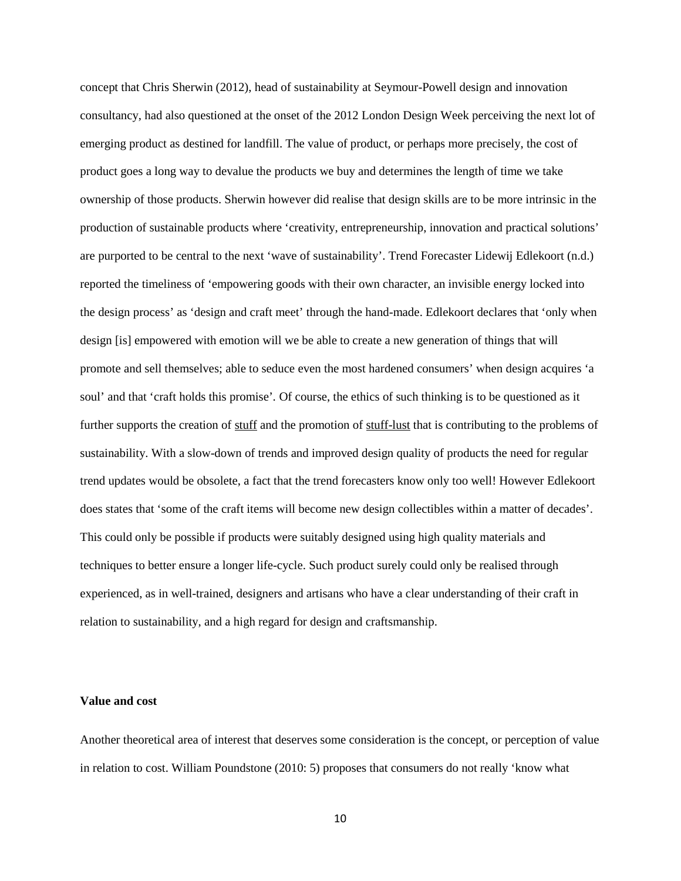concept that Chris Sherwin (2012), head of sustainability at Seymour-Powell design and innovation consultancy, had also questioned at the onset of the 2012 London Design Week perceiving the next lot of emerging product as destined for landfill. The value of product, or perhaps more precisely, the cost of product goes a long way to devalue the products we buy and determines the length of time we take ownership of those products. Sherwin however did realise that design skills are to be more intrinsic in the production of sustainable products where 'creativity, entrepreneurship, innovation and practical solutions' are purported to be central to the next 'wave of sustainability'. Trend Forecaster Lidewij Edlekoort (n.d.) reported the timeliness of 'empowering goods with their own character, an invisible energy locked into the design process' as 'design and craft meet' through the hand-made. Edlekoort declares that 'only when design [is] empowered with emotion will we be able to create a new generation of things that will promote and sell themselves; able to seduce even the most hardened consumers' when design acquires 'a soul' and that 'craft holds this promise'. Of course, the ethics of such thinking is to be questioned as it further supports the creation of <u>stuff</u> and the promotion of <u>stuff-lust</u> that is contributing to the problems of sustainability. With a slow-down of trends and improved design quality of products the need for regular trend updates would be obsolete, a fact that the trend forecasters know only too well! However Edlekoort does states that 'some of the craft items will become new design collectibles within a matter of decades'. This could only be possible if products were suitably designed using high quality materials and techniques to better ensure a longer life-cycle. Such product surely could only be realised through experienced, as in well-trained, designers and artisans who have a clear understanding of their craft in relation to sustainability, and a high regard for design and craftsmanship.

**Value and cost**

Another theoretical area of interest that deserves some consideration is the concept, or perception of value in relation to cost. William Poundstone (2010: 5) proposes that consumers do not really 'know what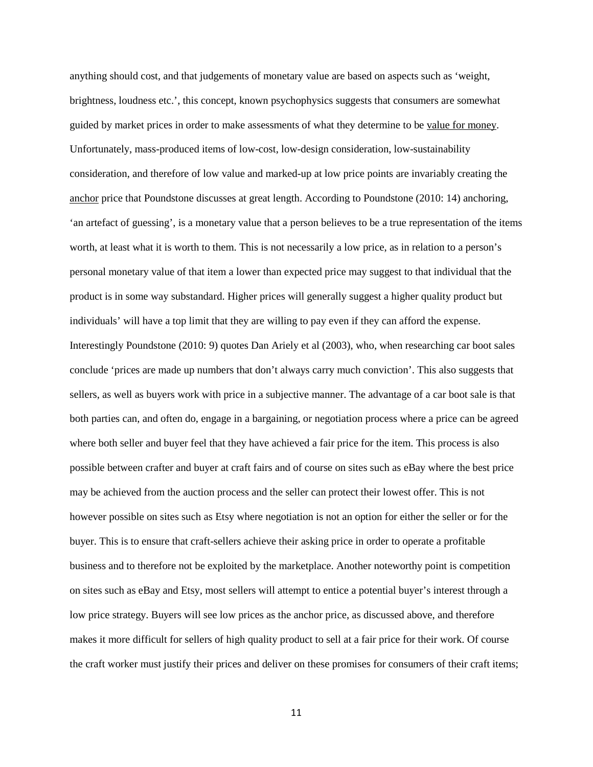anything should cost, and that judgements of monetary value are based on aspects such as 'weight, brightness, loudness etc.', this concept, known psychophysics suggests that consumers are somewhat guided by market prices in order to make assessments of what they determine to be <u>value for money</u>. Unfortunately, mass-produced items of low-cost, low-design consideration, low-sustainability consideration, and therefore of low value and marked-up at low price points are invariably creating the <u>anchor</u> price that Poundstone discusses at great length. According to Poundstone (2010: 14) anchoring, 'an artefact of guessing', is a monetary value that a person believes to be a true representation of the items worth, at least what it is worth to them. This is not necessarily a low price, as in relation to a person's personal monetary value of that item a lower than expected price may suggest to that individual that the product is in some way substandard. Higher prices will generally suggest a higher quality product but individuals' will have a top limit that they are willing to pay even if they can afford the expense. Interestingly Poundstone (2010: 9) quotes Dan Ariely et al (2003), who, when researching car boot sales conclude 'prices are made up numbers that don't always carry much conviction'. This also suggests that sellers, as well as buyers work with price in a subjective manner. The advantage of a car boot sale is that both parties can, and often do, engage in a bargaining, or negotiation process where a price can be agreed where both seller and buyer feel that they have achieved a fair price for the item. This process is also possible between crafter and buyer at craft fairs and of course on sites such as eBay where the best price may be achieved from the auction process and the seller can protect their lowest offer. This is not however possible on sites such as Etsy where negotiation is not an option for either the seller or for the buyer. This is to ensure that craft-sellers achieve their asking price in order to operate a profitable business and to therefore not be exploited by the marketplace. Another noteworthy point is competition on sites such as eBay and Etsy, most sellers will attempt to entice a potential buyer's interest through a low price strategy. Buyers will see low prices as the anchor price, as discussed above, and therefore makes it more difficult for sellers of high quality product to sell at a fair price for their work. Of course the craft worker must justify their prices and deliver on these promises for consumers of their craft items;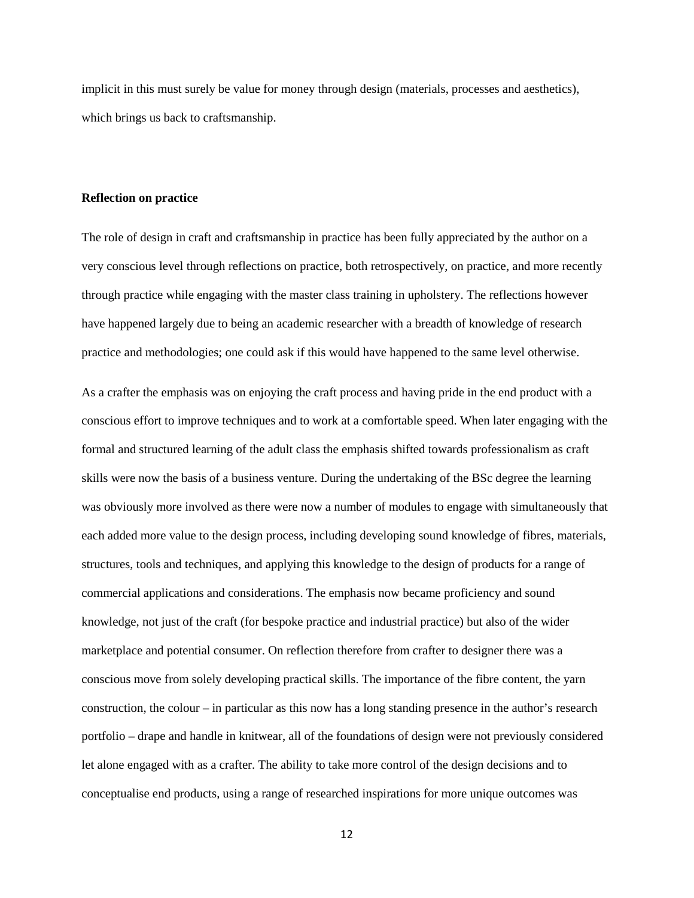implicit in this must surely be value for money through design (materials, processes and aesthetics), which brings us back to craftsmanship.

**Reflection on practice**

The role of design in craft and craftsmanship in practice has been fully appreciated by the author on a very conscious level through reflections on practice, both retrospectively, on practice, and more recently through practice while engaging with the master class training in upholstery. The reflections however have happened largely due to being an academic researcher with a breadth of knowledge of research practice and methodologies; one could ask if this would have happened to the same level otherwise.

As a crafter the emphasis was on enjoying the craft process and having pride in the end product with a conscious effort to improve techniques and to work at a comfortable speed. When later engaging with the formal and structured learning of the adult class the emphasis shifted towards professionalism as craft skills were now the basis of a business venture. During the undertaking of the BSc degree the learning was obviously more involved as there were now a number of modules to engage with simultaneously that each added more value to the design process, including developing sound knowledge of fibres, materials, structures, tools and techniques, and applying this knowledge to the design of products for a range of commercial applications and considerations. The emphasis now became proficiency and sound knowledge, not just of the craft (for bespoke practice and industrial practice) but also of the wider marketplace and potential consumer. On reflection therefore from crafter to designer there was a conscious move from solely developing practical skills. The importance of the fibre content, the yarn construction, the colour – in particular as this now has a long standing presence in the author's research portfolio – drape and handle in knitwear, all of the foundations of design were not previously considered let alone engaged with as a crafter. The ability to take more control of the design decisions and to conceptualise end products, using a range of researched inspirations for more unique outcomes was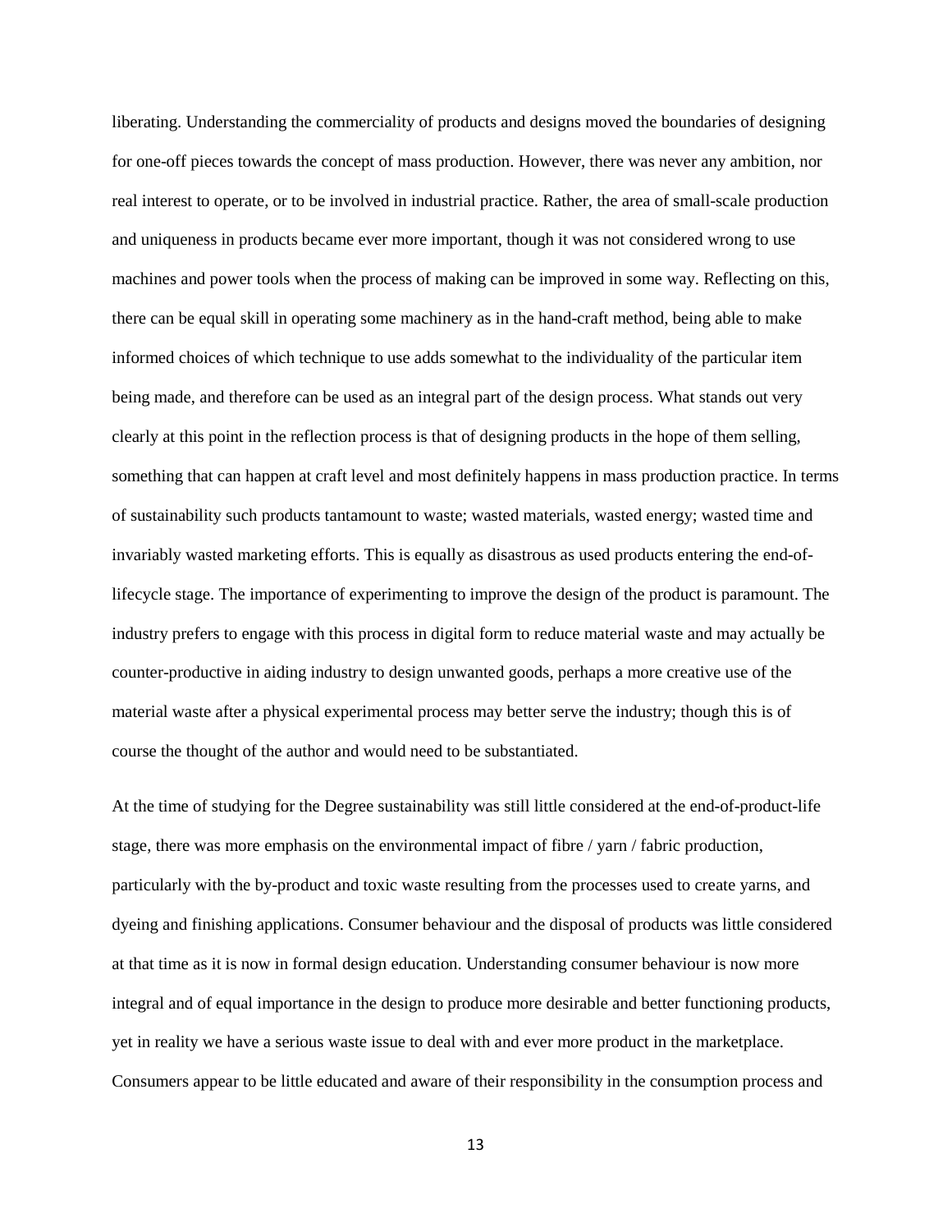liberating. Understanding the commerciality of products and designs moved the boundaries of designing for one-off pieces towards the concept of mass production. However, there was never any ambition, nor real interest to operate, or to be involved in industrial practice. Rather, the area of small-scale production and uniqueness in products became ever more important, though it was not considered wrong to use machines and power tools when the process of making can be improved in some way. Reflecting on this, there can be equal skill in operating some machinery as in the hand-craft method, being able to make informed choices of which technique to use adds somewhat to the individuality of the particular item being made, and therefore can be used as an integral part of the design process. What stands out very clearly at this point in the reflection process is that of designing products in the hope of them selling, something that can happen at craft level and most definitely happens in mass production practice. In terms of sustainability such products tantamount to waste; wasted materials, wasted energy; wasted time and invariably wasted marketing efforts. This is equally as disastrous as used products entering the end-of-lifecycle stage. The importance of experimenting to improve the design of the product is paramount. The industry prefers to engage with this process in digital form to reduce material waste and may actually be counter-productive in aiding industry to design unwanted goods, perhaps a more creative use of the material waste after a physical experimental process may better serve the industry; though this is of course the thought of the author and would need to be substantiated.

At the time of studying for the Degree sustainability was still little considered at the end-of-product-life stage, there was more emphasis on the environmental impact of fibre / yarn / fabric production, particularly with the by-product and toxic waste resulting from the processes used to create yarns, and dyeing and finishing applications. Consumer behaviour and the disposal of products was little considered at that time as it is now in formal design education. Understanding consumer behaviour is now more integral and of equal importance in the design to produce more desirable and better functioning products, yet in reality we have a serious waste issue to deal with and ever more product in the marketplace. Consumers appear to be little educated and aware of their responsibility in the consumption process and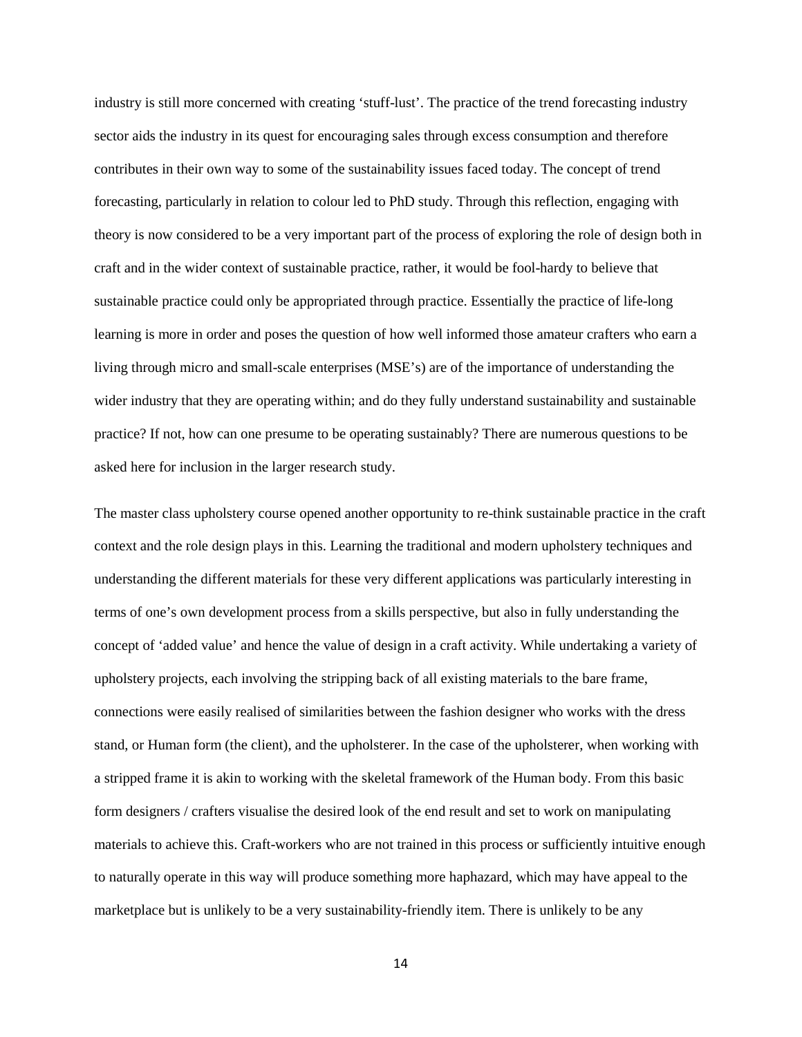industry is still more concerned with creating 'stuff-lust'. The practice of the trend forecasting industry sector aids the industry in its quest for encouraging sales through excess consumption and therefore contributes in their own way to some of the sustainability issues faced today. The concept of trend forecasting, particularly in relation to colour led to PhD study. Through this reflection, engaging with theory is now considered to be a very important part of the process of exploring the role of design both in craft and in the wider context of sustainable practice, rather, it would be fool-hardy to believe that sustainable practice could only be appropriated through practice. Essentially the practice of life-long learning is more in order and poses the question of how well informed those amateur crafters who earn a living through micro and small-scale enterprises (MSE's) are of the importance of understanding the wider industry that they are operating within; and do they fully understand sustainability and sustainable practice? If not, how can one presume to be operating sustainably? There are numerous questions to be asked here for inclusion in the larger research study.

The master class upholstery course opened another opportunity to re-think sustainable practice in the craft context and the role design plays in this. Learning the traditional and modern upholstery techniques and understanding the different materials for these very different applications was particularly interesting in terms of one's own development process from a skills perspective, but also in fully understanding the concept of 'added value' and hence the value of design in a craft activity. While undertaking a variety of upholstery projects, each involving the stripping back of all existing materials to the bare frame, connections were easily realised of similarities between the fashion designer who works with the dress stand, or Human form (the client), and the upholsterer. In the case of the upholsterer, when working with a stripped frame it is akin to working with the skeletal framework of the Human body. From this basic form designers / crafters visualise the desired look of the end result and set to work on manipulating materials to achieve this. Craft-workers who are not trained in this process or sufficiently intuitive enough to naturally operate in this way will produce something more haphazard, which may have appeal to the marketplace but is unlikely to be a very sustainability-friendly item. There is unlikely to be any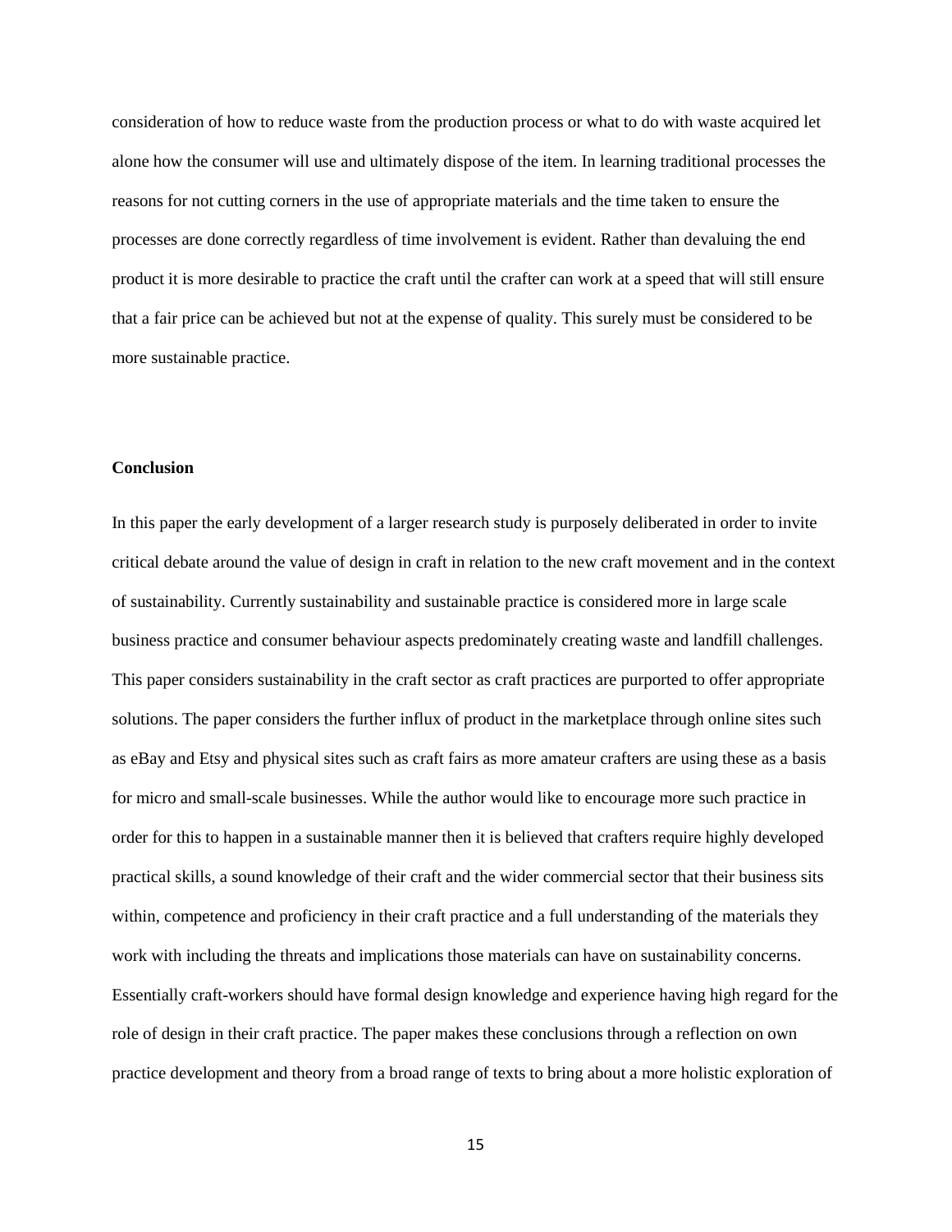consideration of how to reduce waste from the production process or what to do with waste acquired let alone how the consumer will use and ultimately dispose of the item. In learning traditional processes the reasons for not cutting corners in the use of appropriate materials and the time taken to ensure the processes are done correctly regardless of time involvement is evident. Rather than devaluing the end product it is more desirable to practice the craft until the crafter can work at a speed that will still ensure that a fair price can be achieved but not at the expense of quality. This surely must be considered to be more sustainable practice.

**Conclusion**

In this paper the early development of a larger research study is purposely deliberated in order to invite critical debate around the value of design in craft in relation to the new craft movement and in the context of sustainability. Currently sustainability and sustainable practice is considered more in large scale business practice and consumer behaviour aspects predominately creating waste and landfill challenges. This paper considers sustainability in the craft sector as craft practices are purported to offer appropriate solutions. The paper considers the further influx of product in the marketplace through online sites such as eBay and Etsy and physical sites such as craft fairs as more amateur crafters are using these as a basis for micro and small-scale businesses. While the author would like to encourage more such practice in order for this to happen in a sustainable manner then it is believed that crafters require highly developed practical skills, a sound knowledge of their craft and the wider commercial sector that their business sits within, competence and proficiency in their craft practice and a full understanding of the materials they work with including the threats and implications those materials can have on sustainability concerns. Essentially craft-workers should have formal design knowledge and experience having high regard for the role of design in their craft practice. The paper makes these conclusions through a reflection on own practice development and theory from a broad range of texts to bring about a more holistic exploration of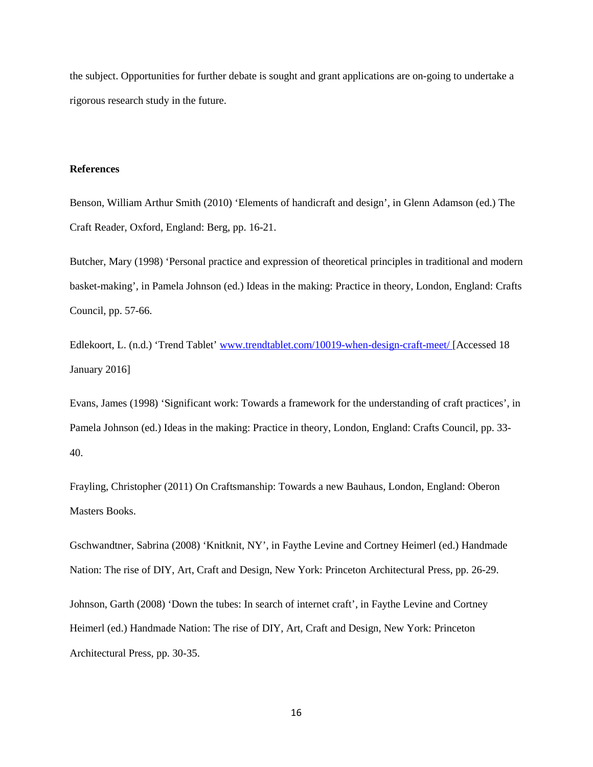the subject. Opportunities for further debate is sought and grant applications are on-going to undertake a rigorous research study in the future.

**References**

Benson, William Arthur Smith (2010) 'Elements of handicraft and design', in Glenn Adamson (ed.) The Craft Reader, Oxford, England: Berg, pp. 16-21.

Butcher, Mary (1998) 'Personal practice and expression of theoretical principles in traditional and modern basket-making', in Pamela Johnson (ed.) Ideas in the making: Practice in theory, London, England: Crafts Council, pp. 57-66.

Edlekoort, L. (n.d.) 'Trend Tablet' www.trendtablet.com/10019-when-design-craft-meet/ [Accessed 18 January 2016]

Evans, James (1998) 'Significant work: Towards a framework for the understanding of craft practices', in Pamela Johnson (ed.) Ideas in the making: Practice in theory, London, England: Crafts Council, pp. 33-40.

Frayling, Christopher (2011) On Craftsmanship: Towards a new Bauhaus, London, England: Oberon Masters Books.

Gschwandtner, Sabrina (2008) 'Knitknit, NY', in Faythe Levine and Cortney Heimerl (ed.) Handmade Nation: The rise of DIY, Art, Craft and Design, New York: Princeton Architectural Press, pp. 26-29.

Johnson, Garth (2008) 'Down the tubes: In search of internet craft', in Faythe Levine and Cortney Heimerl (ed.) Handmade Nation: The rise of DIY, Art, Craft and Design, New York: Princeton Architectural Press, pp. 30-35.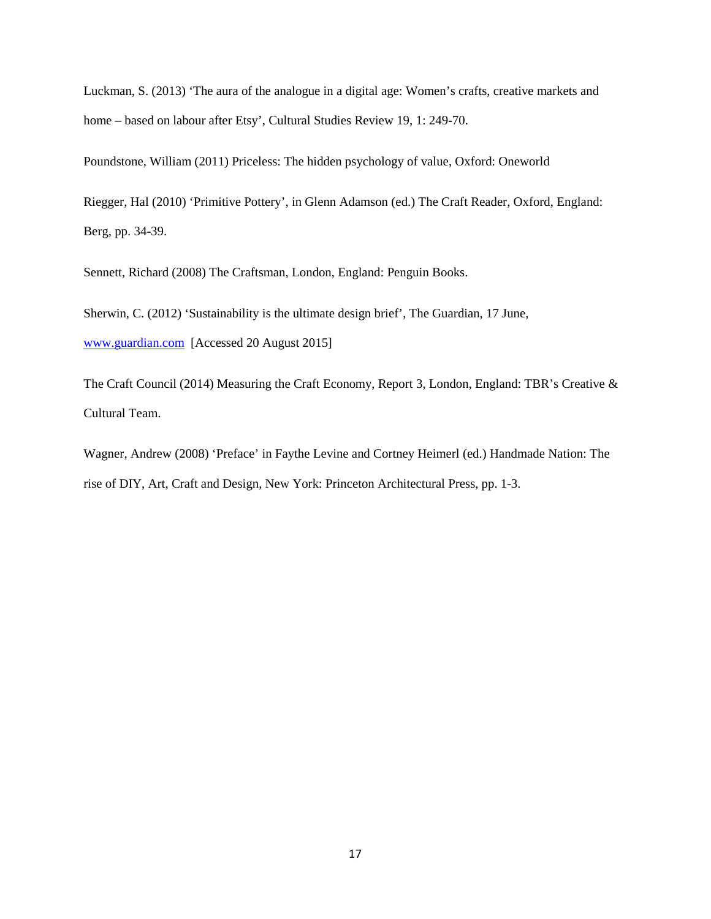Luckman, S. (2013) 'The aura of the analogue in a digital age: Women's crafts, creative markets and home – based on labour after Etsy', Cultural Studies Review 19, 1: 249-70.

Poundstone, William (2011) Priceless: The hidden psychology of value, Oxford: Oneworld

Riegger, Hal (2010) 'Primitive Pottery', in Glenn Adamson (ed.) The Craft Reader, Oxford, England: Berg, pp. 34-39.

Sennett, Richard (2008) The Craftsman, London, England: Penguin Books.

Sherwin, C. (2012) 'Sustainability is the ultimate design brief', The Guardian, 17 June, www.guardian.com [Accessed 20 August 2015]

The Craft Council (2014) Measuring the Craft Economy, Report 3, London, England: TBR's Creative & Cultural Team.

Wagner, Andrew (2008) 'Preface' in Faythe Levine and Cortney Heimerl (ed.) Handmade Nation: The rise of DIY, Art, Craft and Design, New York: Princeton Architectural Press, pp. 1-3.